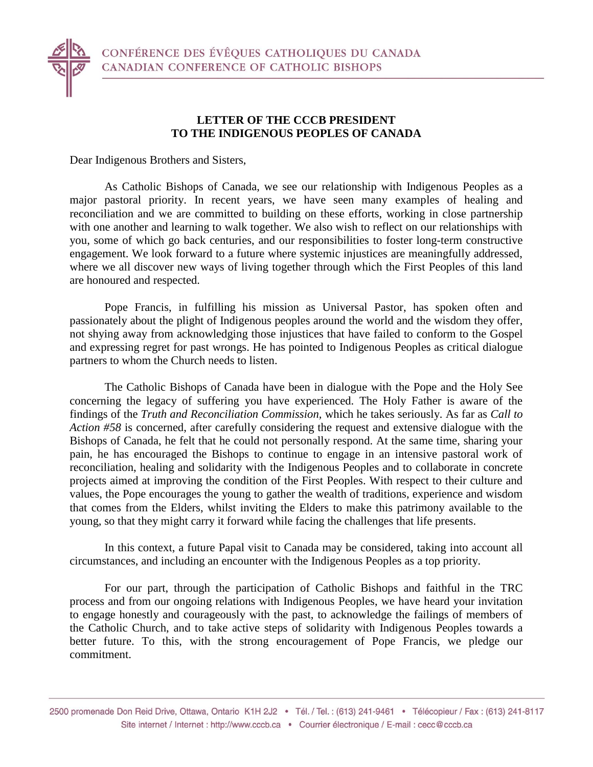CONFÉRENCE DES ÉVÊQUES CATHOLIQUES DU CANADA
CANADIAN CONFERENCE OF CATHOLIC BISHOPS

**LETTER OF THE CCCB PRESIDENT**
**TO THE INDIGENOUS PEOPLES OF CANADA**

Dear Indigenous Brothers and Sisters,

As Catholic Bishops of Canada, we see our relationship with Indigenous Peoples as a major pastoral priority. In recent years, we have seen many examples of healing and reconciliation and we are committed to building on these efforts, working in close partnership with one another and learning to walk together. We also wish to reflect on our relationships with you, some of which go back centuries, and our responsibilities to foster long-term constructive engagement. We look forward to a future where systemic injustices are meaningfully addressed, where we all discover new ways of living together through which the First Peoples of this land are honoured and respected.

Pope Francis, in fulfilling his mission as Universal Pastor, has spoken often and passionately about the plight of Indigenous peoples around the world and the wisdom they offer, not shying away from acknowledging those injustices that have failed to conform to the Gospel and expressing regret for past wrongs. He has pointed to Indigenous Peoples as critical dialogue partners to whom the Church needs to listen.

The Catholic Bishops of Canada have been in dialogue with the Pope and the Holy See concerning the legacy of suffering you have experienced. The Holy Father is aware of the findings of the *Truth and Reconciliation Commission,* which he takes seriously. As far as *Call to Action #58* is concerned, after carefully considering the request and extensive dialogue with the Bishops of Canada, he felt that he could not personally respond. At the same time, sharing your pain, he has encouraged the Bishops to continue to engage in an intensive pastoral work of reconciliation, healing and solidarity with the Indigenous Peoples and to collaborate in concrete projects aimed at improving the condition of the First Peoples. With respect to their culture and values, the Pope encourages the young to gather the wealth of traditions, experience and wisdom that comes from the Elders, whilst inviting the Elders to make this patrimony available to the young, so that they might carry it forward while facing the challenges that life presents.

In this context, a future Papal visit to Canada may be considered, taking into account all circumstances, and including an encounter with the Indigenous Peoples as a top priority.

For our part, through the participation of Catholic Bishops and faithful in the TRC process and from our ongoing relations with Indigenous Peoples, we have heard your invitation to engage honestly and courageously with the past, to acknowledge the failings of members of the Catholic Church, and to take active steps of solidarity with Indigenous Peoples towards a better future. To this, with the strong encouragement of Pope Francis, we pledge our commitment.

2500 promenade Don Reid Drive, Ottawa, Ontario K1H 2J2 • Tél. / Tel. : (613) 241-9461 • Télécopieur / Fax : (613) 241-8117
Site internet / Internet : http://www.cccb.ca • Courrier électronique / E-mail : cecc@cccb.ca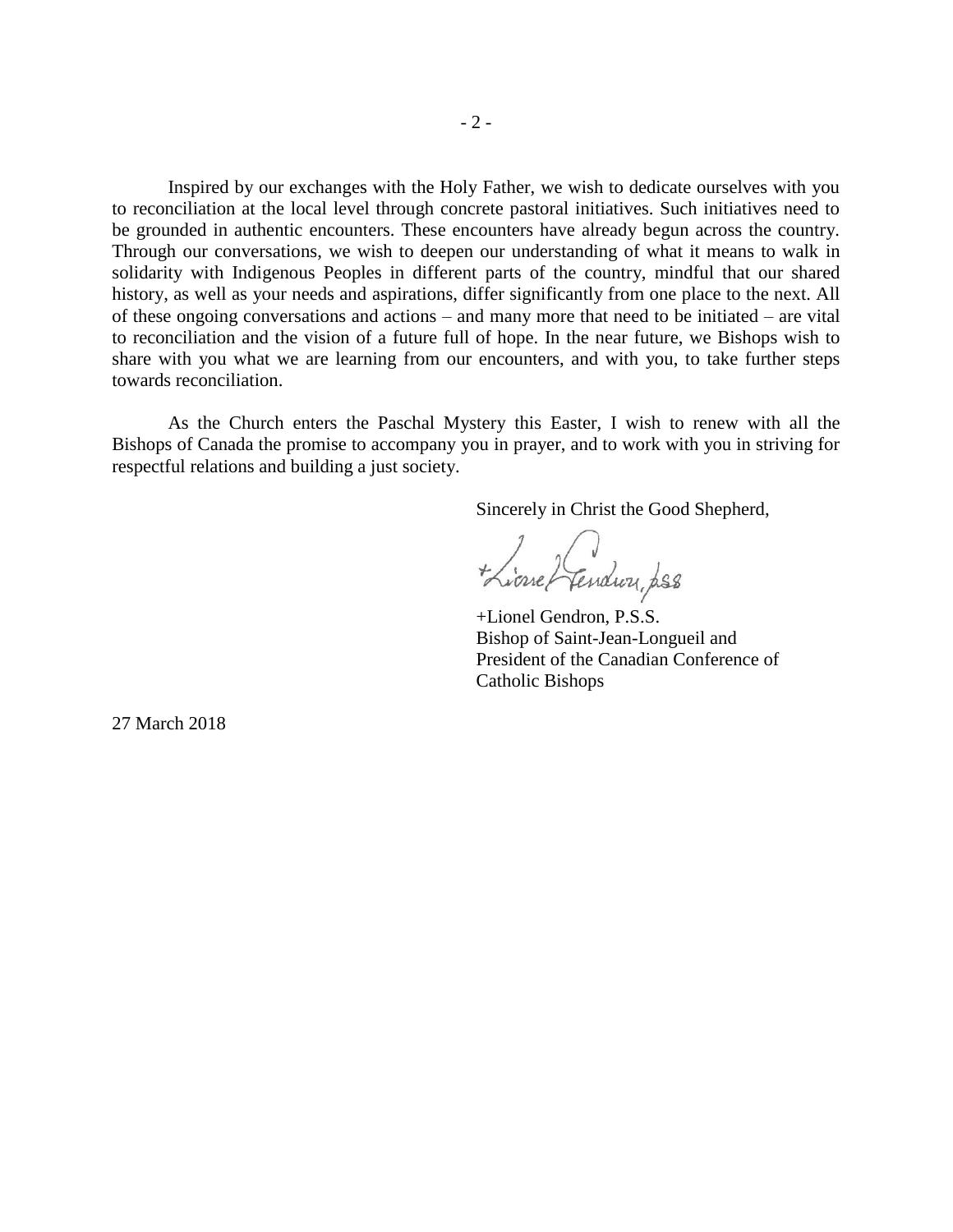Inspired by our exchanges with the Holy Father, we wish to dedicate ourselves with you to reconciliation at the local level through concrete pastoral initiatives. Such initiatives need to be grounded in authentic encounters. These encounters have already begun across the country. Through our conversations, we wish to deepen our understanding of what it means to walk in solidarity with Indigenous Peoples in different parts of the country, mindful that our shared history, as well as your needs and aspirations, differ significantly from one place to the next. All of these ongoing conversations and actions – and many more that need to be initiated – are vital to reconciliation and the vision of a future full of hope. In the near future, we Bishops wish to share with you what we are learning from our encounters, and with you, to take further steps towards reconciliation.

As the Church enters the Paschal Mystery this Easter, I wish to renew with all the Bishops of Canada the promise to accompany you in prayer, and to work with you in striving for respectful relations and building a just society.

Sincerely in Christ the Good Shepherd,

+Lionel Gendron, pss

+Lionel Gendron, P.S.S.
Bishop of Saint-Jean-Longueil and
President of the Canadian Conference of
Catholic Bishops

27 March 2018